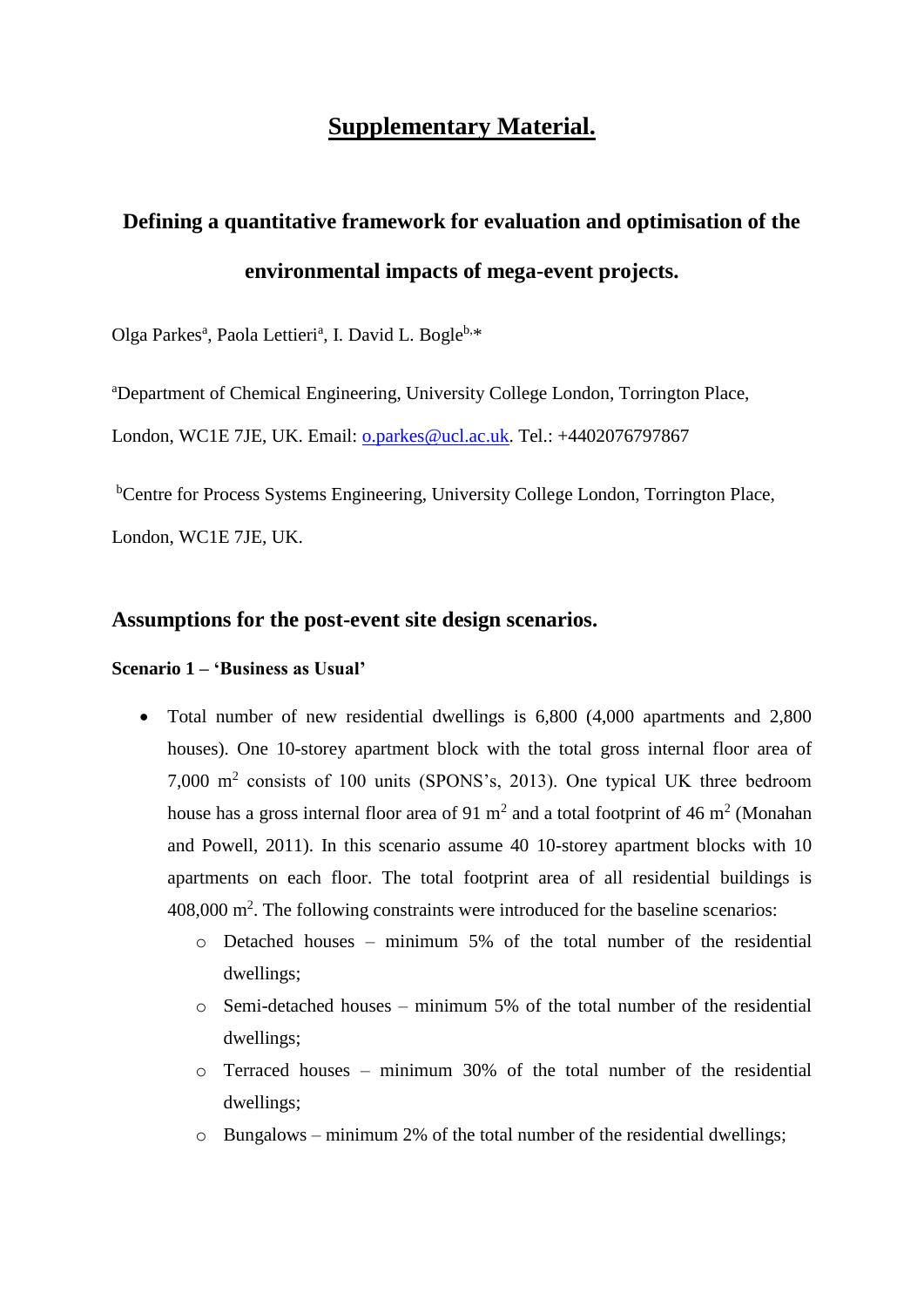# Supplementary Material.

## Defining a quantitative framework for evaluation and optimisation of the environmental impacts of mega-event projects.

Olga Parkes[a], Paola Lettieri[a], I. David L. Bogle[b,*]

[a]Department of Chemical Engineering, University College London, Torrington Place, London, WC1E 7JE, UK. Email: o.parkes@ucl.ac.uk. Tel.: +4402076797867

[b]Centre for Process Systems Engineering, University College London, Torrington Place, London, WC1E 7JE, UK.

## Assumptions for the post-event site design scenarios.

### Scenario 1 – 'Business as Usual'

- Total number of new residential dwellings is 6,800 (4,000 apartments and 2,800 houses). One 10-storey apartment block with the total gross internal floor area of 7,000 $m^2$ consists of 100 units (SPONS's, 2013). One typical UK three bedroom house has a gross internal floor area of 91 $m^2$ and a total footprint of 46 $m^2$ (Monahan and Powell, 2011). In this scenario assume 40 10-storey apartment blocks with 10 apartments on each floor. The total footprint area of all residential buildings is 408,000 $m^2$. The following constraints were introduced for the baseline scenarios:
  - Detached houses – minimum 5% of the total number of the residential dwellings;
  - Semi-detached houses – minimum 5% of the total number of the residential dwellings;
  - Terraced houses – minimum 30% of the total number of the residential dwellings;
  - Bungalows – minimum 2% of the total number of the residential dwellings;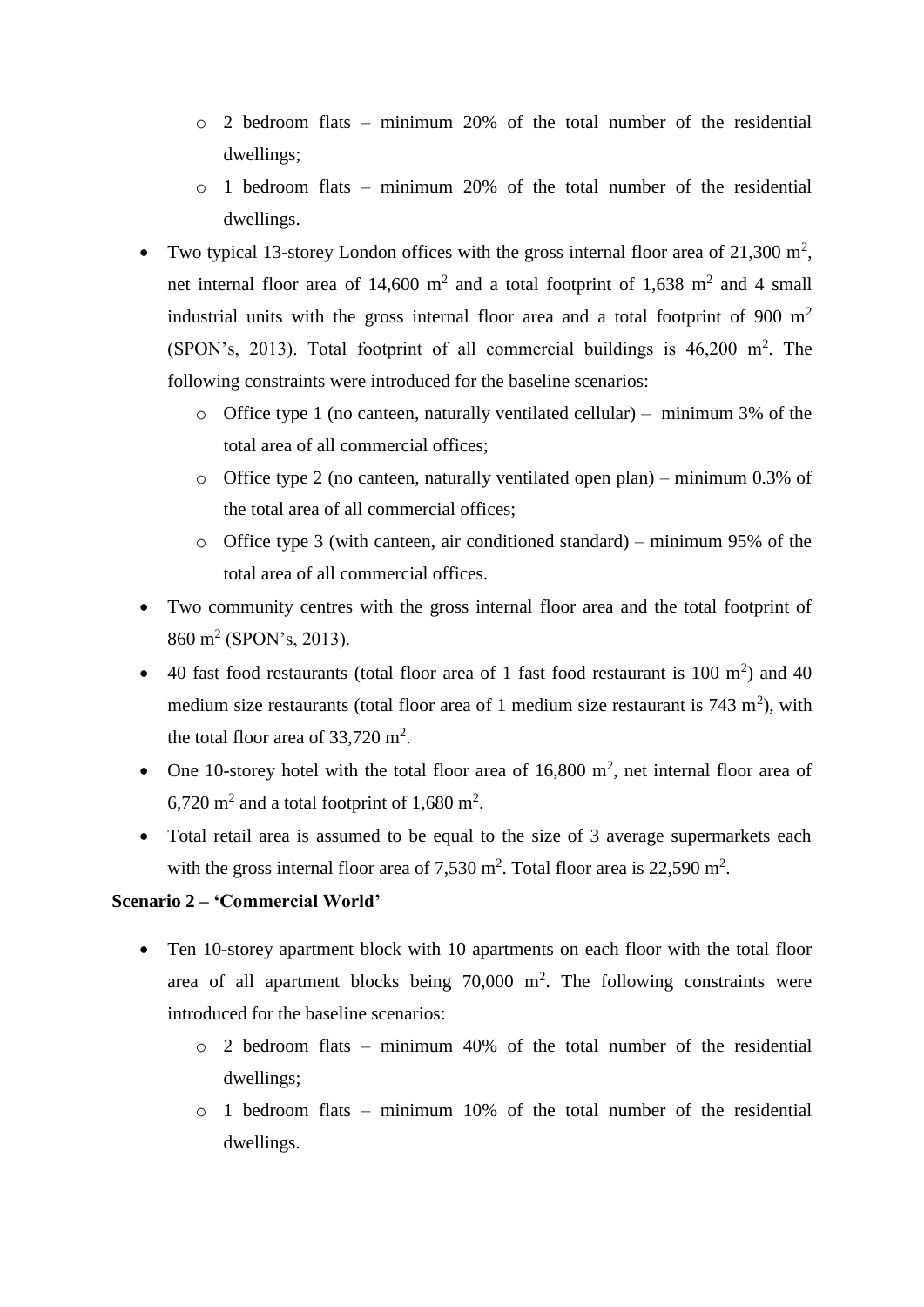- 2 bedroom flats – minimum 20% of the total number of the residential dwellings;
    - 1 bedroom flats – minimum 20% of the total number of the residential dwellings.
- Two typical 13-storey London offices with the gross internal floor area of 21,300 $m^2$, net internal floor area of 14,600 $m^2$ and a total footprint of 1,638 $m^2$ and 4 small industrial units with the gross internal floor area and a total footprint of 900 $m^2$ (SPON's, 2013). Total footprint of all commercial buildings is 46,200 $m^2$. The following constraints were introduced for the baseline scenarios:
    - Office type 1 (no canteen, naturally ventilated cellular) – minimum 3% of the total area of all commercial offices;
    - Office type 2 (no canteen, naturally ventilated open plan) – minimum 0.3% of the total area of all commercial offices;
    - Office type 3 (with canteen, air conditioned standard) – minimum 95% of the total area of all commercial offices.
- Two community centres with the gross internal floor area and the total footprint of 860 $m^2$ (SPON's, 2013).
- 40 fast food restaurants (total floor area of 1 fast food restaurant is 100 $m^2$) and 40 medium size restaurants (total floor area of 1 medium size restaurant is 743 $m^2$), with the total floor area of 33,720 $m^2$.
- One 10-storey hotel with the total floor area of 16,800 $m^2$, net internal floor area of 6,720 $m^2$ and a total footprint of 1,680 $m^2$.
- Total retail area is assumed to be equal to the size of 3 average supermarkets each with the gross internal floor area of 7,530 $m^2$. Total floor area is 22,590 $m^2$.

**Scenario 2 – 'Commercial World'**

- Ten 10-storey apartment block with 10 apartments on each floor with the total floor area of all apartment blocks being 70,000 $m^2$. The following constraints were introduced for the baseline scenarios:
    - 2 bedroom flats – minimum 40% of the total number of the residential dwellings;
    - 1 bedroom flats – minimum 10% of the total number of the residential dwellings.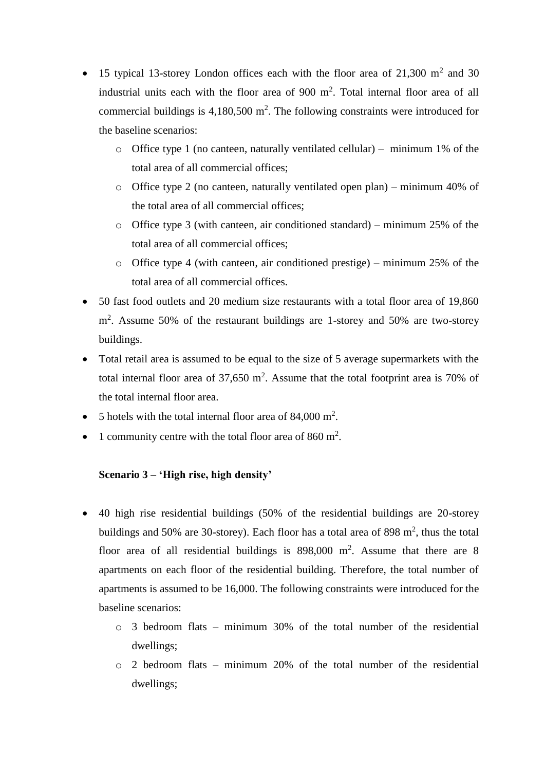- 15 typical 13-storey London offices each with the floor area of 21,300 m$^2$ and 30 industrial units each with the floor area of 900 m$^2$. Total internal floor area of all commercial buildings is 4,180,500 m$^2$. The following constraints were introduced for the baseline scenarios:
    - Office type 1 (no canteen, naturally ventilated cellular) – minimum 1% of the total area of all commercial offices;
    - Office type 2 (no canteen, naturally ventilated open plan) – minimum 40% of the total area of all commercial offices;
    - Office type 3 (with canteen, air conditioned standard) – minimum 25% of the total area of all commercial offices;
    - Office type 4 (with canteen, air conditioned prestige) – minimum 25% of the total area of all commercial offices.
- 50 fast food outlets and 20 medium size restaurants with a total floor area of 19,860 m$^2$. Assume 50% of the restaurant buildings are 1-storey and 50% are two-storey buildings.
- Total retail area is assumed to be equal to the size of 5 average supermarkets with the total internal floor area of 37,650 m$^2$. Assume that the total footprint area is 70% of the total internal floor area.
- 5 hotels with the total internal floor area of 84,000 m$^2$.
- 1 community centre with the total floor area of 860 m$^2$.

**Scenario 3 – 'High rise, high density'**

- 40 high rise residential buildings (50% of the residential buildings are 20-storey buildings and 50% are 30-storey). Each floor has a total area of 898 m$^2$, thus the total floor area of all residential buildings is 898,000 m$^2$. Assume that there are 8 apartments on each floor of the residential building. Therefore, the total number of apartments is assumed to be 16,000. The following constraints were introduced for the baseline scenarios:
    - 3 bedroom flats – minimum 30% of the total number of the residential dwellings;
    - 2 bedroom flats – minimum 20% of the total number of the residential dwellings;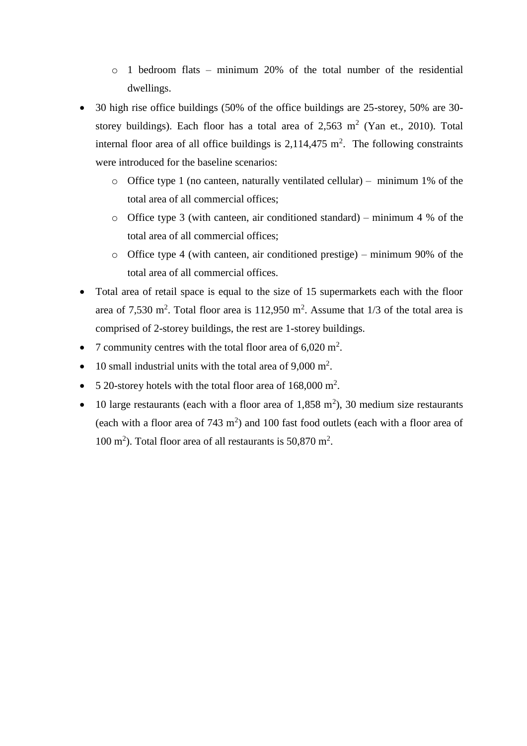- 1 bedroom flats – minimum 20% of the total number of the residential dwellings.
- 30 high rise office buildings (50% of the office buildings are 25-storey, 50% are 30-storey buildings). Each floor has a total area of 2,563 $m^2$ (Yan et., 2010). Total internal floor area of all office buildings is 2,114,475 $m^2$. The following constraints were introduced for the baseline scenarios:
  - Office type 1 (no canteen, naturally ventilated cellular) – minimum 1% of the total area of all commercial offices;
  - Office type 3 (with canteen, air conditioned standard) – minimum 4 % of the total area of all commercial offices;
  - Office type 4 (with canteen, air conditioned prestige) – minimum 90% of the total area of all commercial offices.
- Total area of retail space is equal to the size of 15 supermarkets each with the floor area of 7,530 $m^2$. Total floor area is 112,950 $m^2$. Assume that 1/3 of the total area is comprised of 2-storey buildings, the rest are 1-storey buildings.
- 7 community centres with the total floor area of 6,020 $m^2$.
- 10 small industrial units with the total area of 9,000 $m^2$.
- 5 20-storey hotels with the total floor area of 168,000 $m^2$.
- 10 large restaurants (each with a floor area of 1,858 $m^2$), 30 medium size restaurants (each with a floor area of 743 $m^2$) and 100 fast food outlets (each with a floor area of 100 $m^2$). Total floor area of all restaurants is 50,870 $m^2$.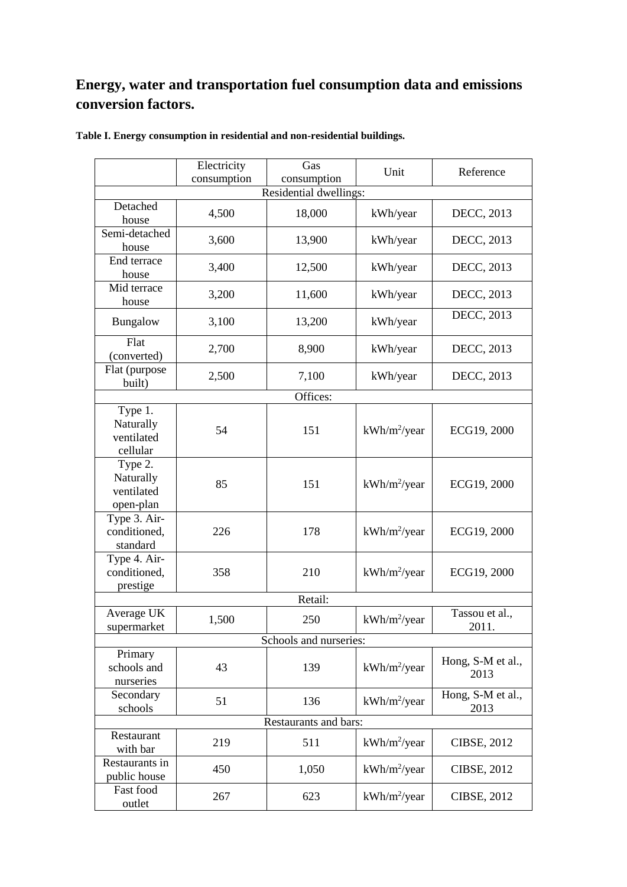## Energy, water and transportation fuel consumption data and emissions conversion factors.

**Table I. Energy consumption in residential and non-residential buildings.**

| | Electricity consumption | Gas consumption | Unit | Reference |
|---|---|---|---|---|
| Residential dwellings: | | | | |
| Detached house | 4,500 | 18,000 | kWh/year | DECC, 2013 |
| Semi-detached house | 3,600 | 13,900 | kWh/year | DECC, 2013 |
| End terrace house | 3,400 | 12,500 | kWh/year | DECC, 2013 |
| Mid terrace house | 3,200 | 11,600 | kWh/year | DECC, 2013 |
| Bungalow | 3,100 | 13,200 | kWh/year | DECC, 2013 |
| Flat (converted) | 2,700 | 8,900 | kWh/year | DECC, 2013 |
| Flat (purpose built) | 2,500 | 7,100 | kWh/year | DECC, 2013 |
| Offices: | | | | |
| Type 1. Naturally ventilated cellular | 54 | 151 | $kWh/m^2/year$ | ECG19, 2000 |
| Type 2. Naturally ventilated open-plan | 85 | 151 | $kWh/m^2/year$ | ECG19, 2000 |
| Type 3. Air-conditioned, standard | 226 | 178 | $kWh/m^2/year$ | ECG19, 2000 |
| Type 4. Air-conditioned, prestige | 358 | 210 | $kWh/m^2/year$ | ECG19, 2000 |
| Retail: | | | | |
| Average UK supermarket | 1,500 | 250 | $kWh/m^2/year$ | Tassou et al., 2011. |
| Schools and nurseries: | | | | |
| Primary schools and nurseries | 43 | 139 | $kWh/m^2/year$ | Hong, S-M et al., 2013 |
| Secondary schools | 51 | 136 | $kWh/m^2/year$ | Hong, S-M et al., 2013 |
| Restaurants and bars: | | | | |
| Restaurant with bar | 219 | 511 | $kWh/m^2/year$ | CIBSE, 2012 |
| Restaurants in public house | 450 | 1,050 | $kWh/m^2/year$ | CIBSE, 2012 |
| Fast food outlet | 267 | 623 | $kWh/m^2/year$ | CIBSE, 2012 |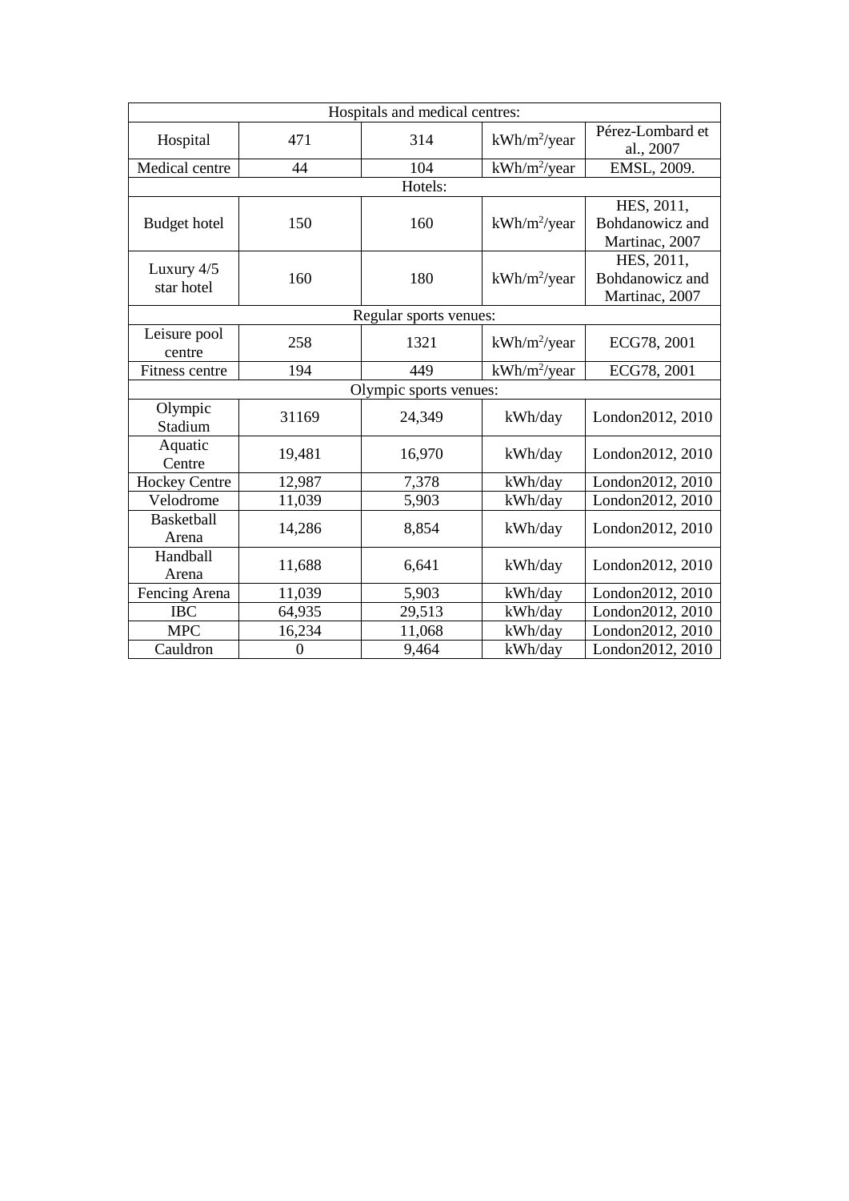| Hospitals and medical centres: | | | | |
|---|---|---|---|---|
| Hospital | 471 | 314 | kWh/m$^2$/year | Pérez-Lombard et al., 2007 |
| Medical centre | 44 | 104 | kWh/m$^2$/year | EMSL, 2009. |
| Hotels: | | | | |
| Budget hotel | 150 | 160 | kWh/m$^2$/year | HES, 2011, Bohdanowicz and Martinac, 2007 |
| Luxury 4/5 star hotel | 160 | 180 | kWh/m$^2$/year | HES, 2011, Bohdanowicz and Martinac, 2007 |
| Regular sports venues: | | | | |
| Leisure pool centre | 258 | 1321 | kWh/m$^2$/year | ECG78, 2001 |
| Fitness centre | 194 | 449 | kWh/m$^2$/year | ECG78, 2001 |
| Olympic sports venues: | | | | |
| Olympic Stadium | 31169 | 24,349 | kWh/day | London2012, 2010 |
| Aquatic Centre | 19,481 | 16,970 | kWh/day | London2012, 2010 |
| Hockey Centre | 12,987 | 7,378 | kWh/day | London2012, 2010 |
| Velodrome | 11,039 | 5,903 | kWh/day | London2012, 2010 |
| Basketball Arena | 14,286 | 8,854 | kWh/day | London2012, 2010 |
| Handball Arena | 11,688 | 6,641 | kWh/day | London2012, 2010 |
| Fencing Arena | 11,039 | 5,903 | kWh/day | London2012, 2010 |
| IBC | 64,935 | 29,513 | kWh/day | London2012, 2010 |
| MPC | 16,234 | 11,068 | kWh/day | London2012, 2010 |
| Cauldron | 0 | 9,464 | kWh/day | London2012, 2010 |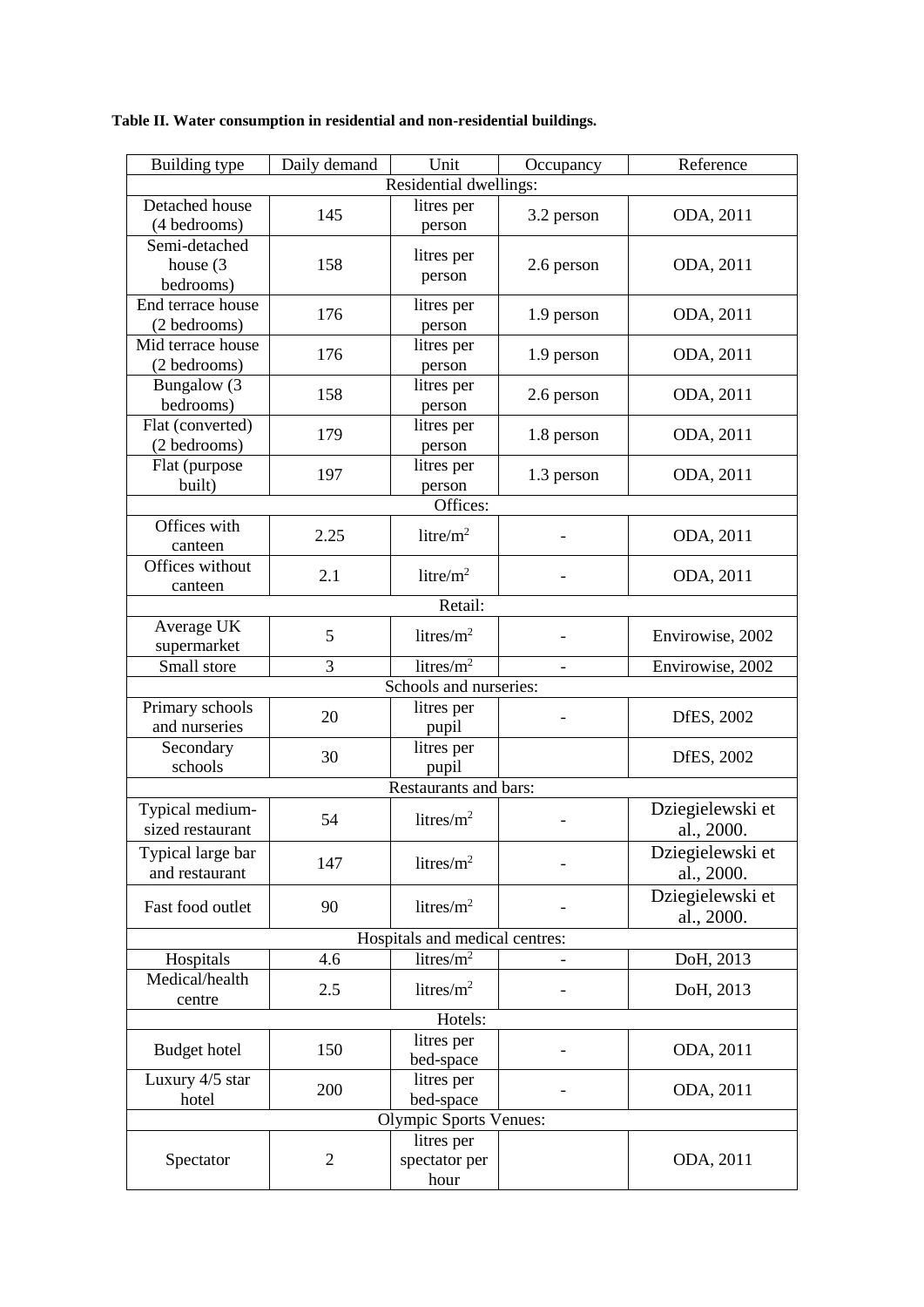**Table II. Water consumption in residential and non-residential buildings.**

| Building type | Daily demand | Unit | Occupancy | Reference |
|---|---|---|---|---|
| Residential dwellings: | | | | |
| Detached house (4 bedrooms) | 145 | litres per person | 3.2 person | ODA, 2011 |
| Semi-detached house (3 bedrooms) | 158 | litres per person | 2.6 person | ODA, 2011 |
| End terrace house (2 bedrooms) | 176 | litres per person | 1.9 person | ODA, 2011 |
| Mid terrace house (2 bedrooms) | 176 | litres per person | 1.9 person | ODA, 2011 |
| Bungalow (3 bedrooms) | 158 | litres per person | 2.6 person | ODA, 2011 |
| Flat (converted) (2 bedrooms) | 179 | litres per person | 1.8 person | ODA, 2011 |
| Flat (purpose built) | 197 | litres per person | 1.3 person | ODA, 2011 |
| Offices: | | | | |
| Offices with canteen | 2.25 | litre/m$^2$ | - | ODA, 2011 |
| Offices without canteen | 2.1 | litre/m$^2$ | - | ODA, 2011 |
| Retail: | | | | |
| Average UK supermarket | 5 | litres/m$^2$ | - | Envirowise, 2002 |
| Small store | 3 | litres/m$^2$ | - | Envirowise, 2002 |
| Schools and nurseries: | | | | |
| Primary schools and nurseries | 20 | litres per pupil | - | DfES, 2002 |
| Secondary schools | 30 | litres per pupil | | DfES, 2002 |
| Restaurants and bars: | | | | |
| Typical medium-sized restaurant | 54 | litres/m$^2$ | - | Dziegielewski et al., 2000. |
| Typical large bar and restaurant | 147 | litres/m$^2$ | - | Dziegielewski et al., 2000. |
| Fast food outlet | 90 | litres/m$^2$ | - | Dziegielewski et al., 2000. |
| Hospitals and medical centres: | | | | |
| Hospitals | 4.6 | litres/m$^2$ | - | DoH, 2013 |
| Medical/health centre | 2.5 | litres/m$^2$ | - | DoH, 2013 |
| Hotels: | | | | |
| Budget hotel | 150 | litres per bed-space | - | ODA, 2011 |
| Luxury 4/5 star hotel | 200 | litres per bed-space | - | ODA, 2011 |
| Olympic Sports Venues: | | | | |
| Spectator | 2 | litres per spectator per hour | | ODA, 2011 |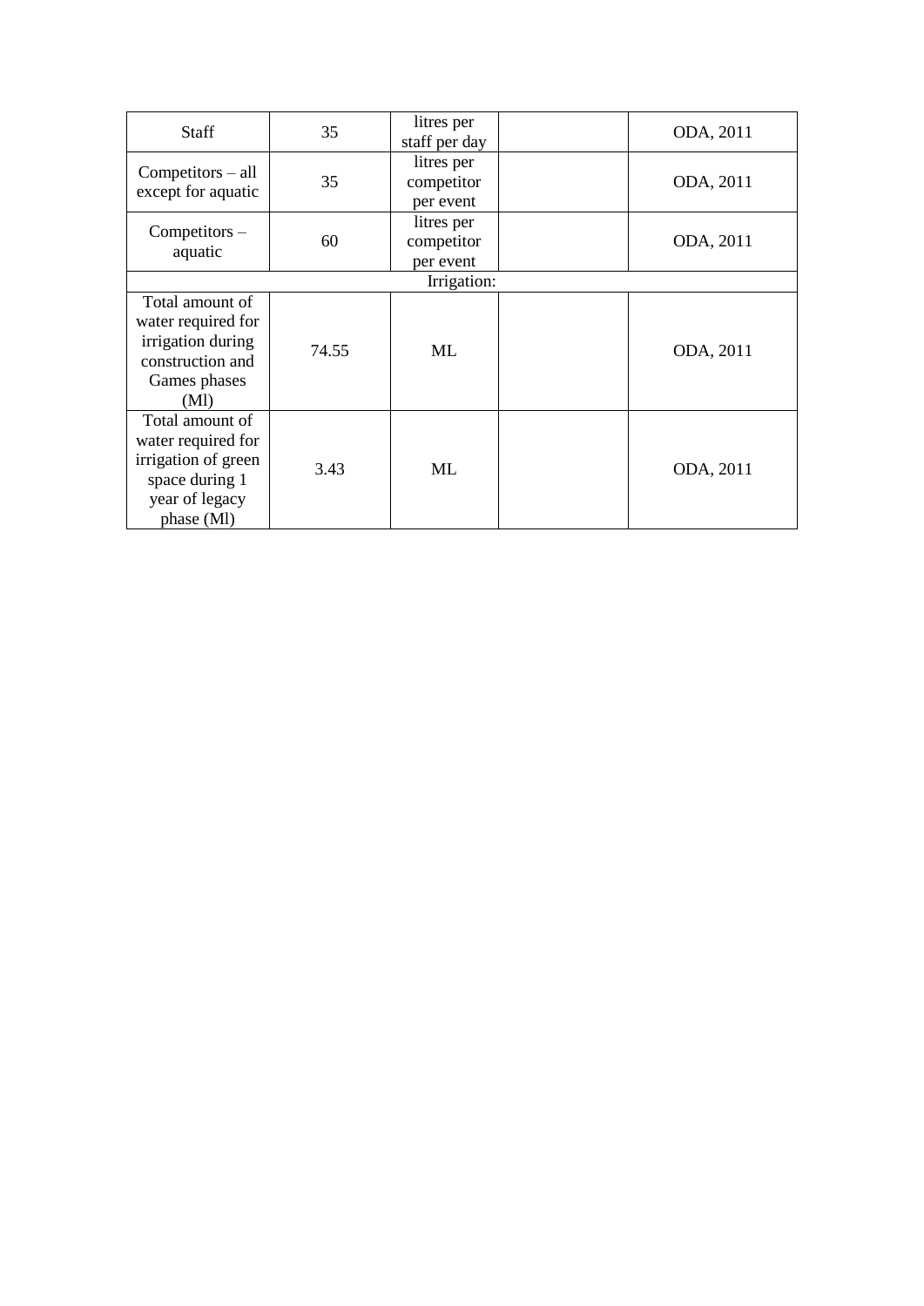| | | | | |
|---|---|---|---|---|
| Staff | 35 | litres per staff per day | | ODA, 2011 |
| Competitors – all except for aquatic | 35 | litres per competitor per event | | ODA, 2011 |
| Competitors – aquatic | 60 | litres per competitor per event | | ODA, 2011 |
| Irrigation: | | | | |
| Total amount of water required for irrigation during construction and Games phases (Ml) | 74.55 | ML | | ODA, 2011 |
| Total amount of water required for irrigation of green space during 1 year of legacy phase (Ml) | 3.43 | ML | | ODA, 2011 |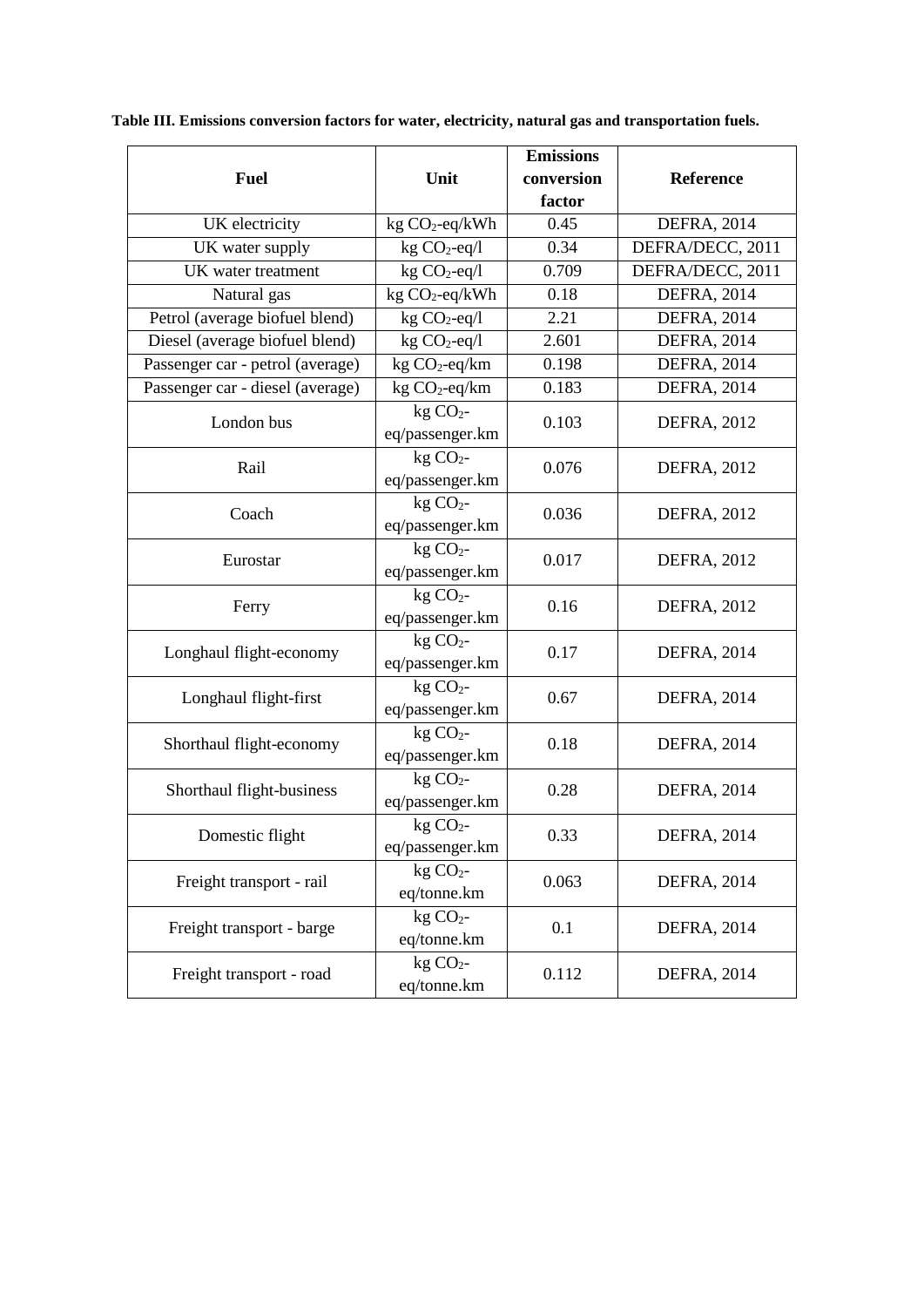**Table III. Emissions conversion factors for water, electricity, natural gas and transportation fuels.**

| Fuel | Unit | Emissions conversion factor | Reference |
|---|---|---|---|
| UK electricity | kg $CO_2$-eq/kWh | 0.45 | DEFRA, 2014 |
| UK water supply | kg $CO_2$-eq/l | 0.34 | DEFRA/DECC, 2011 |
| UK water treatment | kg $CO_2$-eq/l | 0.709 | DEFRA/DECC, 2011 |
| Natural gas | kg $CO_2$-eq/kWh | 0.18 | DEFRA, 2014 |
| Petrol (average biofuel blend) | kg $CO_2$-eq/l | 2.21 | DEFRA, 2014 |
| Diesel (average biofuel blend) | kg $CO_2$-eq/l | 2.601 | DEFRA, 2014 |
| Passenger car - petrol (average) | kg $CO_2$-eq/km | 0.198 | DEFRA, 2014 |
| Passenger car - diesel (average) | kg $CO_2$-eq/km | 0.183 | DEFRA, 2014 |
| London bus | kg $CO_2$-eq/passenger.km | 0.103 | DEFRA, 2012 |
| Rail | kg $CO_2$-eq/passenger.km | 0.076 | DEFRA, 2012 |
| Coach | kg $CO_2$-eq/passenger.km | 0.036 | DEFRA, 2012 |
| Eurostar | kg $CO_2$-eq/passenger.km | 0.017 | DEFRA, 2012 |
| Ferry | kg $CO_2$-eq/passenger.km | 0.16 | DEFRA, 2012 |
| Longhaul flight-economy | kg $CO_2$-eq/passenger.km | 0.17 | DEFRA, 2014 |
| Longhaul flight-first | kg $CO_2$-eq/passenger.km | 0.67 | DEFRA, 2014 |
| Shorthaul flight-economy | kg $CO_2$-eq/passenger.km | 0.18 | DEFRA, 2014 |
| Shorthaul flight-business | kg $CO_2$-eq/passenger.km | 0.28 | DEFRA, 2014 |
| Domestic flight | kg $CO_2$-eq/passenger.km | 0.33 | DEFRA, 2014 |
| Freight transport - rail | kg $CO_2$-eq/tonne.km | 0.063 | DEFRA, 2014 |
| Freight transport - barge | kg $CO_2$-eq/tonne.km | 0.1 | DEFRA, 2014 |
| Freight transport - road | kg $CO_2$-eq/tonne.km | 0.112 | DEFRA, 2014 |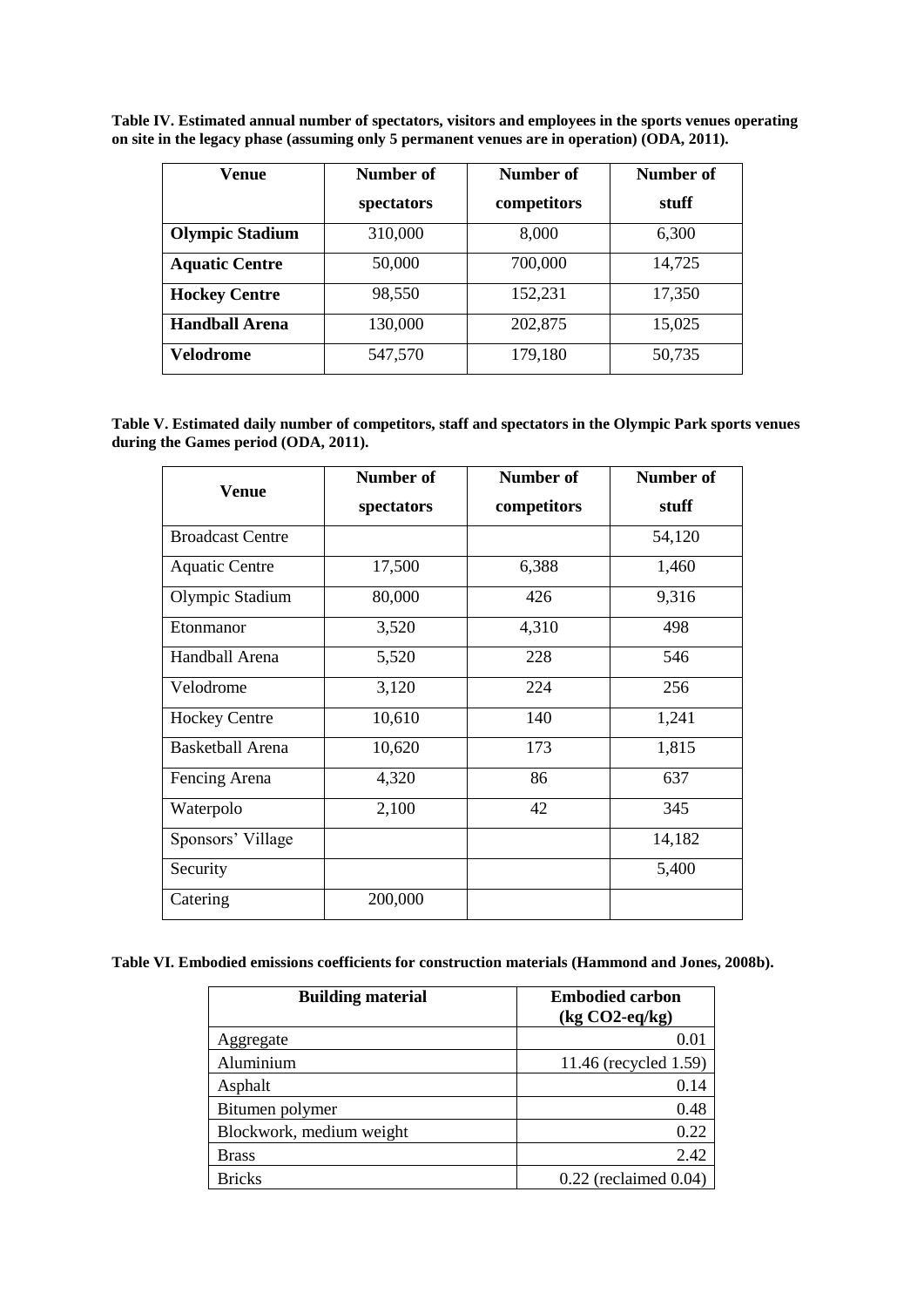**Table IV. Estimated annual number of spectators, visitors and employees in the sports venues operating on site in the legacy phase (assuming only 5 permanent venues are in operation) (ODA, 2011).**

| Venue | Number of spectators | Number of competitors | Number of stuff |
|---|---|---|---|
| **Olympic Stadium** | 310,000 | 8,000 | 6,300 |
| **Aquatic Centre** | 50,000 | 700,000 | 14,725 |
| **Hockey Centre** | 98,550 | 152,231 | 17,350 |
| **Handball Arena** | 130,000 | 202,875 | 15,025 |
| **Velodrome** | 547,570 | 179,180 | 50,735 |

**Table V. Estimated daily number of competitors, staff and spectators in the Olympic Park sports venues during the Games period (ODA, 2011).**

| Venue | Number of spectators | Number of competitors | Number of stuff |
|---|---|---|---|
| Broadcast Centre | | | 54,120 |
| Aquatic Centre | 17,500 | 6,388 | 1,460 |
| Olympic Stadium | 80,000 | 426 | 9,316 |
| Etonmanor | 3,520 | 4,310 | 498 |
| Handball Arena | 5,520 | 228 | 546 |
| Velodrome | 3,120 | 224 | 256 |
| Hockey Centre | 10,610 | 140 | 1,241 |
| Basketball Arena | 10,620 | 173 | 1,815 |
| Fencing Arena | 4,320 | 86 | 637 |
| Waterpolo | 2,100 | 42 | 345 |
| Sponsors' Village | | | 14,182 |
| Security | | | 5,400 |
| Catering | 200,000 | | |

**Table VI. Embodied emissions coefficients for construction materials (Hammond and Jones, 2008b).**

| Building material | Embodied carbon (kg $CO_2$-eq/kg) |
|---|---|
| Aggregate | 0.01 |
| Aluminium | 11.46 (recycled 1.59) |
| Asphalt | 0.14 |
| Bitumen polymer | 0.48 |
| Blockwork, medium weight | 0.22 |
| Brass | 2.42 |
| Bricks | 0.22 (reclaimed 0.04) |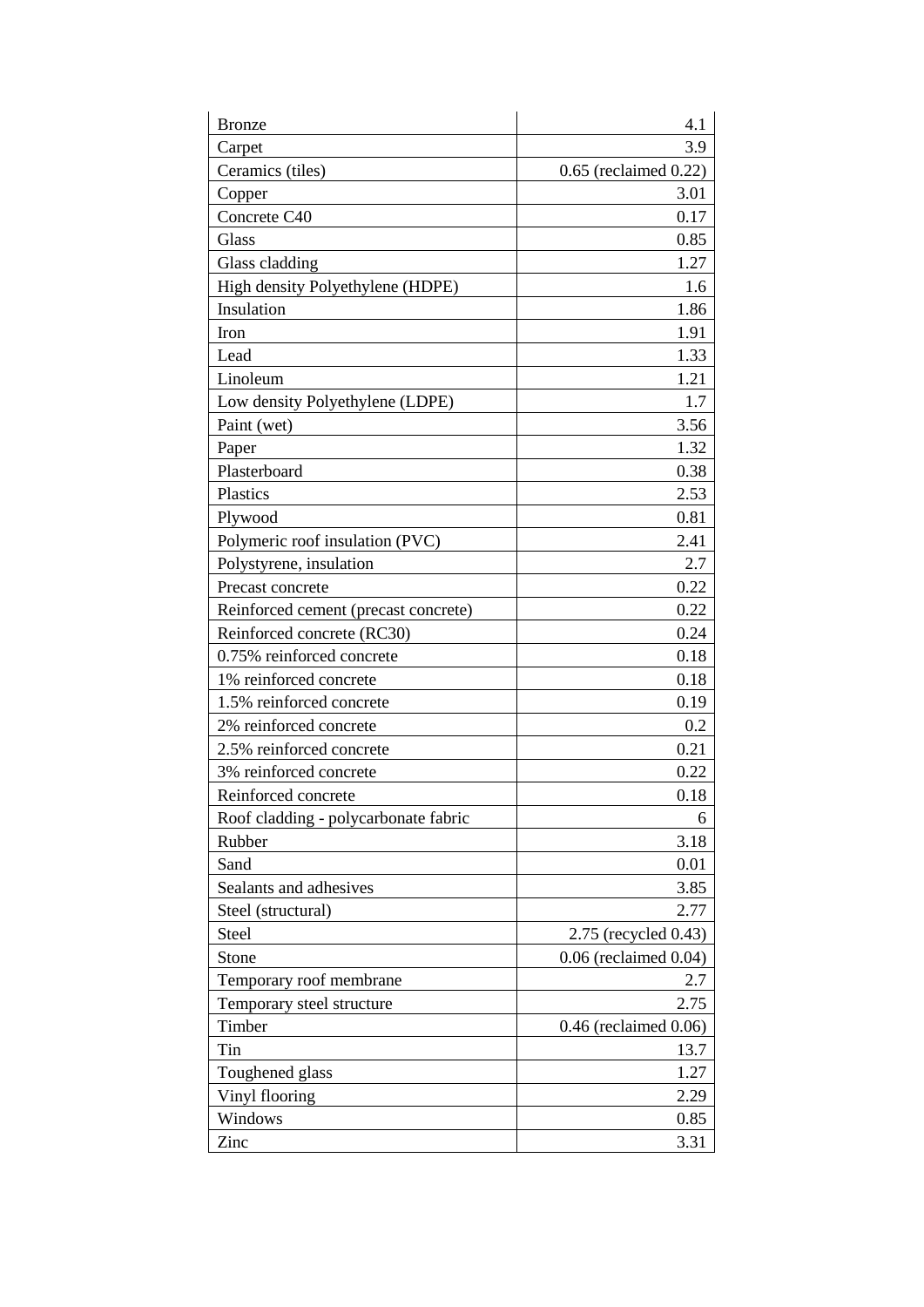| | |
|---|---|
| Bronze | 4.1 |
| Carpet | 3.9 |
| Ceramics (tiles) | 0.65 (reclaimed 0.22) |
| Copper | 3.01 |
| Concrete C40 | 0.17 |
| Glass | 0.85 |
| Glass cladding | 1.27 |
| High density Polyethylene (HDPE) | 1.6 |
| Insulation | 1.86 |
| Iron | 1.91 |
| Lead | 1.33 |
| Linoleum | 1.21 |
| Low density Polyethylene (LDPE) | 1.7 |
| Paint (wet) | 3.56 |
| Paper | 1.32 |
| Plasterboard | 0.38 |
| Plastics | 2.53 |
| Plywood | 0.81 |
| Polymeric roof insulation (PVC) | 2.41 |
| Polystyrene, insulation | 2.7 |
| Precast concrete | 0.22 |
| Reinforced cement (precast concrete) | 0.22 |
| Reinforced concrete (RC30) | 0.24 |
| 0.75% reinforced concrete | 0.18 |
| 1% reinforced concrete | 0.18 |
| 1.5% reinforced concrete | 0.19 |
| 2% reinforced concrete | 0.2 |
| 2.5% reinforced concrete | 0.21 |
| 3% reinforced concrete | 0.22 |
| Reinforced concrete | 0.18 |
| Roof cladding - polycarbonate fabric | 6 |
| Rubber | 3.18 |
| Sand | 0.01 |
| Sealants and adhesives | 3.85 |
| Steel (structural) | 2.77 |
| Steel | 2.75 (recycled 0.43) |
| Stone | 0.06 (reclaimed 0.04) |
| Temporary roof membrane | 2.7 |
| Temporary steel structure | 2.75 |
| Timber | 0.46 (reclaimed 0.06) |
| Tin | 13.7 |
| Toughened glass | 1.27 |
| Vinyl flooring | 2.29 |
| Windows | 0.85 |
| Zinc | 3.31 |